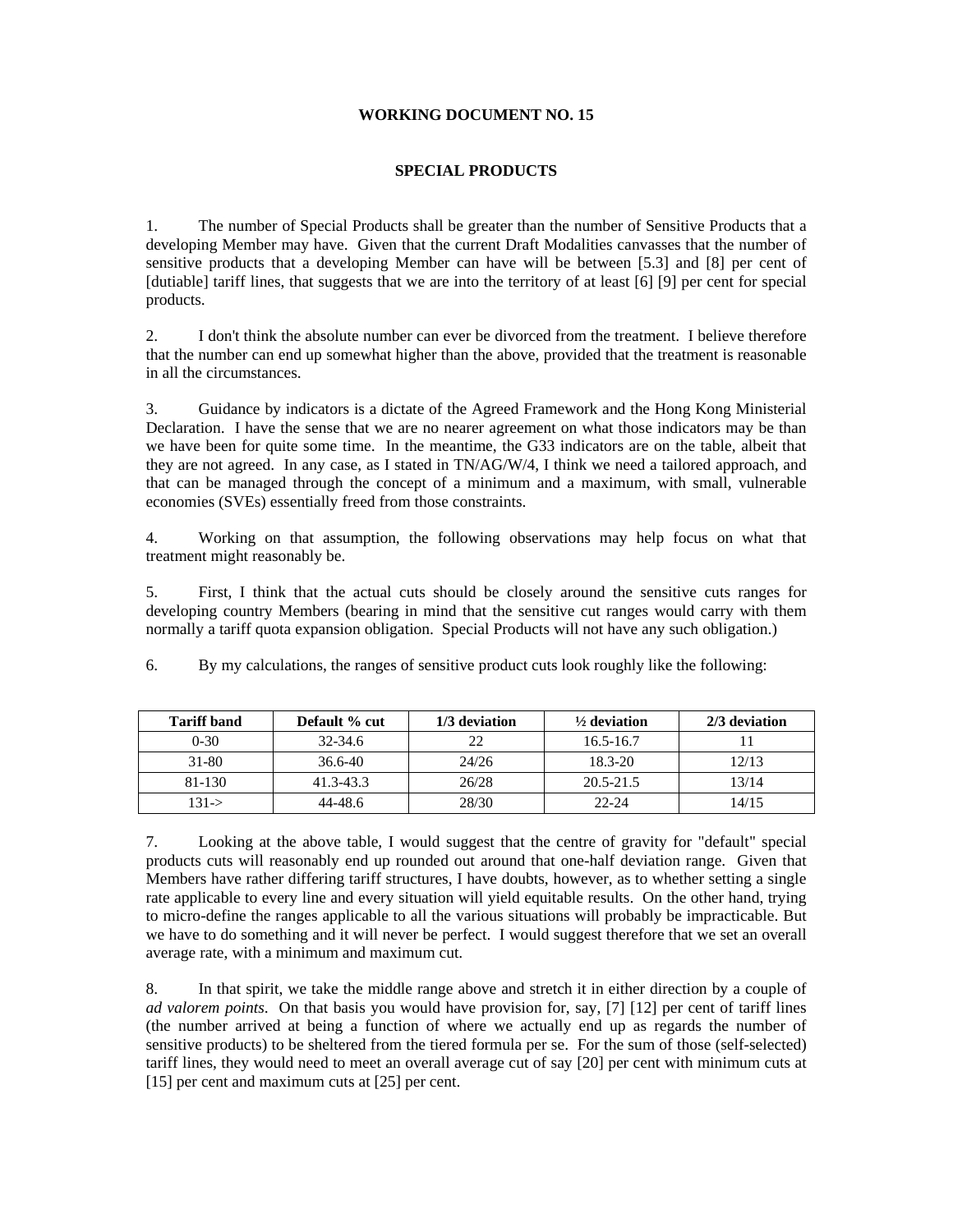**WORKING DOCUMENT NO. 15**

**SPECIAL PRODUCTS**

1. The number of Special Products shall be greater than the number of Sensitive Products that a developing Member may have. Given that the current Draft Modalities canvasses that the number of sensitive products that a developing Member can have will be between [5.3] and [8] per cent of [dutiable] tariff lines, that suggests that we are into the territory of at least [6] [9] per cent for special products.

2. I don't think the absolute number can ever be divorced from the treatment. I believe therefore that the number can end up somewhat higher than the above, provided that the treatment is reasonable in all the circumstances.

3. Guidance by indicators is a dictate of the Agreed Framework and the Hong Kong Ministerial Declaration. I have the sense that we are no nearer agreement on what those indicators may be than we have been for quite some time. In the meantime, the G33 indicators are on the table, albeit that they are not agreed. In any case, as I stated in TN/AG/W/4, I think we need a tailored approach, and that can be managed through the concept of a minimum and a maximum, with small, vulnerable economies (SVEs) essentially freed from those constraints.

4. Working on that assumption, the following observations may help focus on what that treatment might reasonably be.

5. First, I think that the actual cuts should be closely around the sensitive cuts ranges for developing country Members (bearing in mind that the sensitive cut ranges would carry with them normally a tariff quota expansion obligation. Special Products will not have any such obligation.)

6. By my calculations, the ranges of sensitive product cuts look roughly like the following:

| Tariff band | Default % cut | 1/3 deviation | ½ deviation | 2/3 deviation |
|---|---|---|---|---|
| 0-30 | 32-34.6 | 22 | 16.5-16.7 | 11 |
| 31-80 | 36.6-40 | 24/26 | 18.3-20 | 12/13 |
| 81-130 | 41.3-43.3 | 26/28 | 20.5-21.5 | 13/14 |
| 131-> | 44-48.6 | 28/30 | 22-24 | 14/15 |

7. Looking at the above table, I would suggest that the centre of gravity for "default" special products cuts will reasonably end up rounded out around that one-half deviation range. Given that Members have rather differing tariff structures, I have doubts, however, as to whether setting a single rate applicable to every line and every situation will yield equitable results. On the other hand, trying to micro-define the ranges applicable to all the various situations will probably be impracticable. But we have to do something and it will never be perfect. I would suggest therefore that we set an overall average rate, with a minimum and maximum cut.

8. In that spirit, we take the middle range above and stretch it in either direction by a couple of *ad valorem points*. On that basis you would have provision for, say, [7] [12] per cent of tariff lines (the number arrived at being a function of where we actually end up as regards the number of sensitive products) to be sheltered from the tiered formula per se. For the sum of those (self-selected) tariff lines, they would need to meet an overall average cut of say [20] per cent with minimum cuts at [15] per cent and maximum cuts at [25] per cent.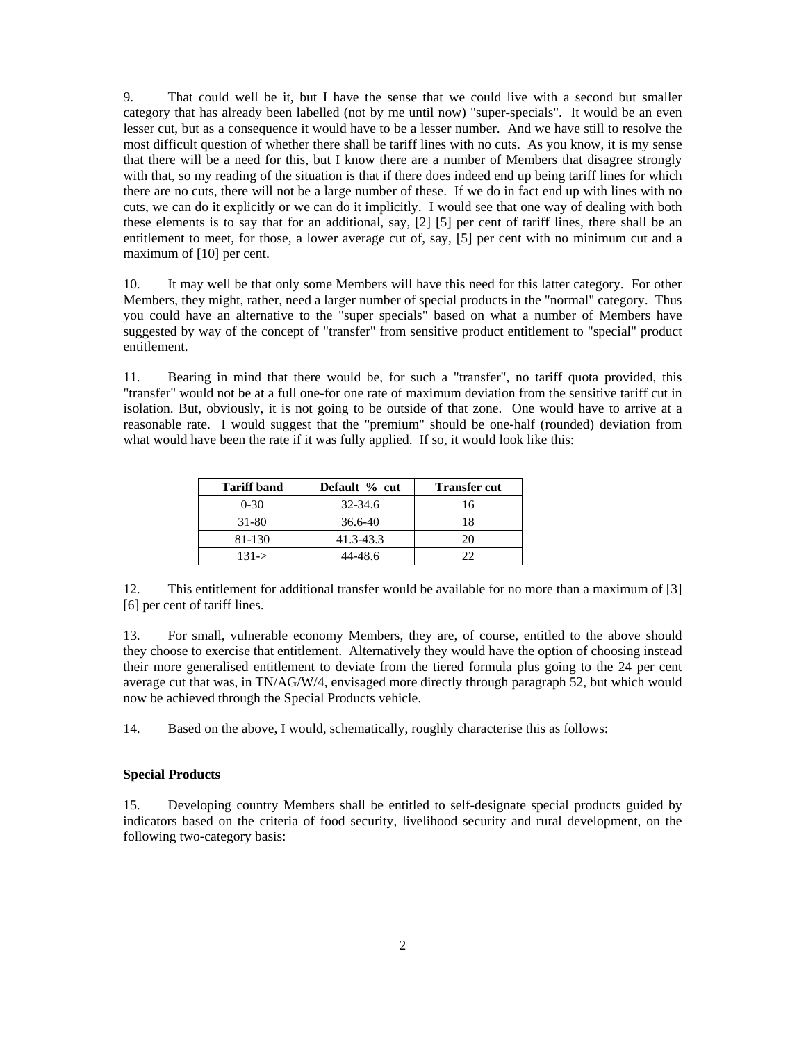9. That could well be it, but I have the sense that we could live with a second but smaller category that has already been labelled (not by me until now) "super-specials". It would be an even lesser cut, but as a consequence it would have to be a lesser number. And we have still to resolve the most difficult question of whether there shall be tariff lines with no cuts. As you know, it is my sense that there will be a need for this, but I know there are a number of Members that disagree strongly with that, so my reading of the situation is that if there does indeed end up being tariff lines for which there are no cuts, there will not be a large number of these. If we do in fact end up with lines with no cuts, we can do it explicitly or we can do it implicitly. I would see that one way of dealing with both these elements is to say that for an additional, say, [2] [5] per cent of tariff lines, there shall be an entitlement to meet, for those, a lower average cut of, say, [5] per cent with no minimum cut and a maximum of [10] per cent.

10. It may well be that only some Members will have this need for this latter category. For other Members, they might, rather, need a larger number of special products in the "normal" category. Thus you could have an alternative to the "super specials" based on what a number of Members have suggested by way of the concept of "transfer" from sensitive product entitlement to "special" product entitlement.

11. Bearing in mind that there would be, for such a "transfer", no tariff quota provided, this "transfer" would not be at a full one-for one rate of maximum deviation from the sensitive tariff cut in isolation. But, obviously, it is not going to be outside of that zone. One would have to arrive at a reasonable rate. I would suggest that the "premium" should be one-half (rounded) deviation from what would have been the rate if it was fully applied. If so, it would look like this:

| Tariff band | Default % cut | Transfer cut |
|---|---|---|
| 0-30 | 32-34.6 | 16 |
| 31-80 | 36.6-40 | 18 |
| 81-130 | 41.3-43.3 | 20 |
| 131-> | 44-48.6 | 22 |

12. This entitlement for additional transfer would be available for no more than a maximum of [3] [6] per cent of tariff lines.

13. For small, vulnerable economy Members, they are, of course, entitled to the above should they choose to exercise that entitlement. Alternatively they would have the option of choosing instead their more generalised entitlement to deviate from the tiered formula plus going to the 24 per cent average cut that was, in TN/AG/W/4, envisaged more directly through paragraph 52, but which would now be achieved through the Special Products vehicle.

14. Based on the above, I would, schematically, roughly characterise this as follows:

**Special Products**

15. Developing country Members shall be entitled to self-designate special products guided by indicators based on the criteria of food security, livelihood security and rural development, on the following two-category basis: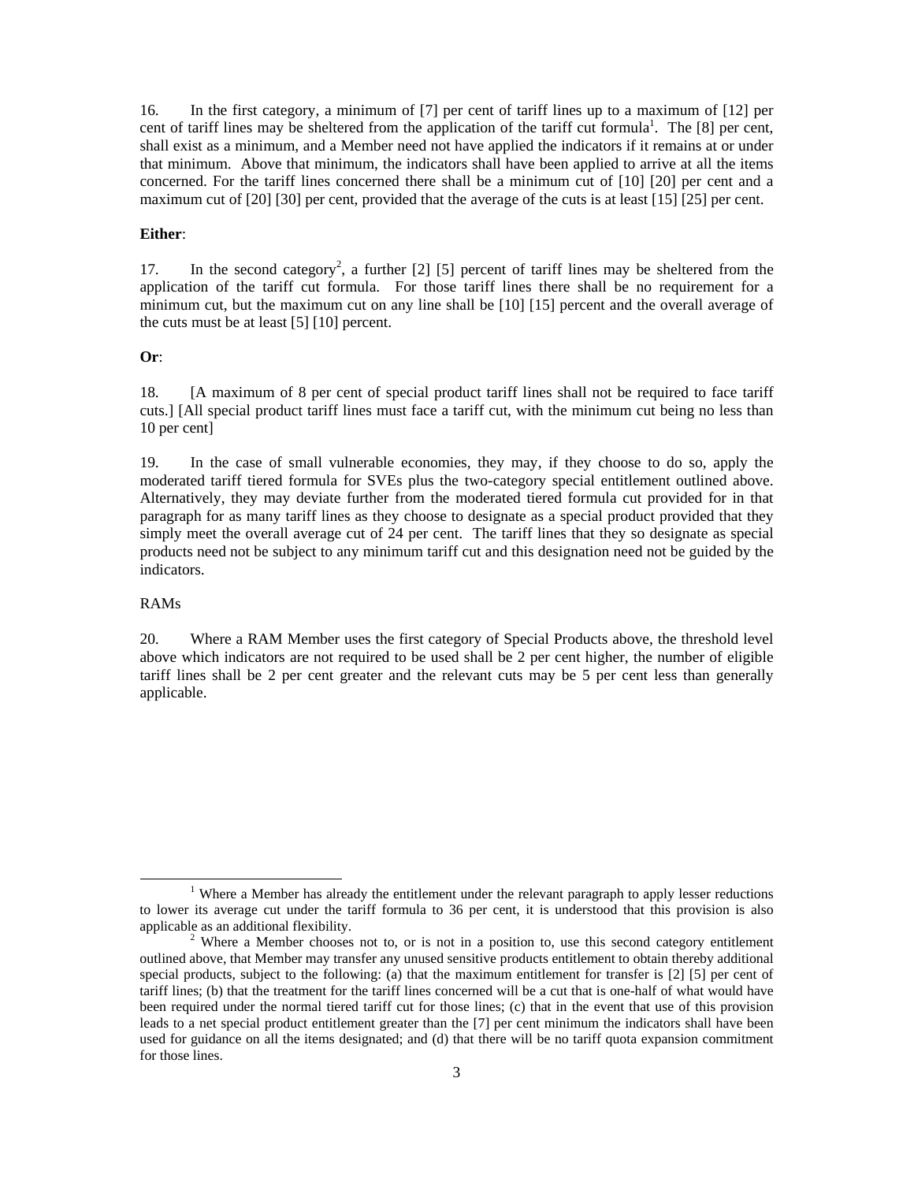16. In the first category, a minimum of [7] per cent of tariff lines up to a maximum of [12] per cent of tariff lines may be sheltered from the application of the tariff cut formula[1]. The [8] per cent, shall exist as a minimum, and a Member need not have applied the indicators if it remains at or under that minimum. Above that minimum, the indicators shall have been applied to arrive at all the items concerned. For the tariff lines concerned there shall be a minimum cut of [10] [20] per cent and a maximum cut of [20] [30] per cent, provided that the average of the cuts is at least [15] [25] per cent.

**Either**:

17. In the second category[2], a further [2] [5] percent of tariff lines may be sheltered from the application of the tariff cut formula. For those tariff lines there shall be no requirement for a minimum cut, but the maximum cut on any line shall be [10] [15] percent and the overall average of the cuts must be at least [5] [10] percent.

**Or**:

18. [A maximum of 8 per cent of special product tariff lines shall not be required to face tariff cuts.] [All special product tariff lines must face a tariff cut, with the minimum cut being no less than 10 per cent]

19. In the case of small vulnerable economies, they may, if they choose to do so, apply the moderated tariff tiered formula for SVEs plus the two-category special entitlement outlined above. Alternatively, they may deviate further from the moderated tiered formula cut provided for in that paragraph for as many tariff lines as they choose to designate as a special product provided that they simply meet the overall average cut of 24 per cent. The tariff lines that they so designate as special products need not be subject to any minimum tariff cut and this designation need not be guided by the indicators.

RAMs

20. Where a RAM Member uses the first category of Special Products above, the threshold level above which indicators are not required to be used shall be 2 per cent higher, the number of eligible tariff lines shall be 2 per cent greater and the relevant cuts may be 5 per cent less than generally applicable.

---

[1] Where a Member has already the entitlement under the relevant paragraph to apply lesser reductions to lower its average cut under the tariff formula to 36 per cent, it is understood that this provision is also applicable as an additional flexibility.

[2] Where a Member chooses not to, or is not in a position to, use this second category entitlement outlined above, that Member may transfer any unused sensitive products entitlement to obtain thereby additional special products, subject to the following: (a) that the maximum entitlement for transfer is [2] [5] per cent of tariff lines; (b) that the treatment for the tariff lines concerned will be a cut that is one-half of what would have been required under the normal tiered tariff cut for those lines; (c) that in the event that use of this provision leads to a net special product entitlement greater than the [7] per cent minimum the indicators shall have been used for guidance on all the items designated; and (d) that there will be no tariff quota expansion commitment for those lines.